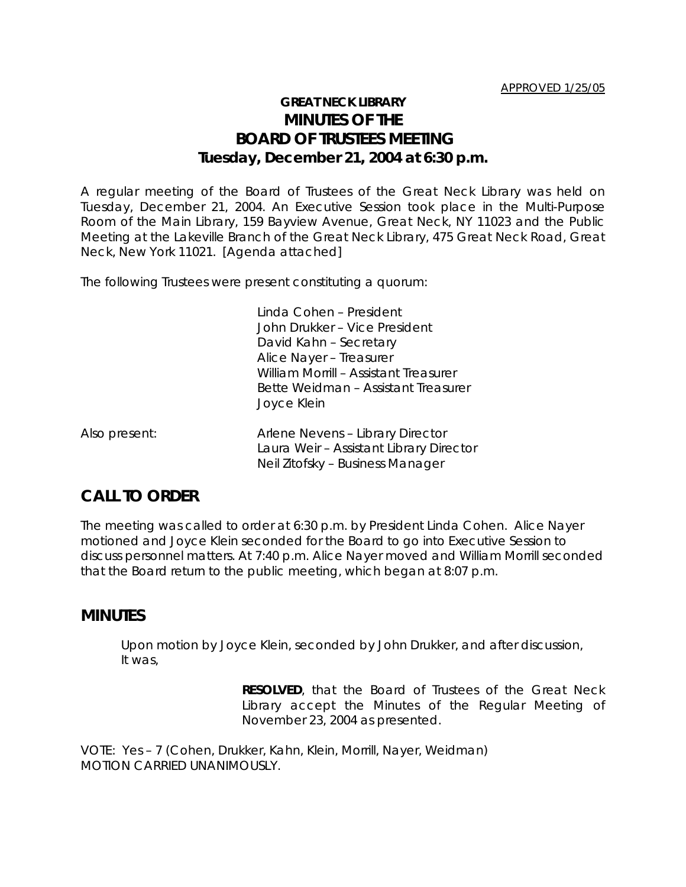APPROVED 1/25/05

# GREAT NECK LIBRARY
# MINUTES OF THE BOARD OF TRUSTEES MEETING
## Tuesday, December 21, 2004 at 6:30 p.m.

A regular meeting of the Board of Trustees of the Great Neck Library was held on Tuesday, December 21, 2004. An Executive Session took place in the Multi-Purpose Room of the Main Library, 159 Bayview Avenue, Great Neck, NY 11023 and the Public Meeting at the Lakeville Branch of the Great Neck Library, 475 Great Neck Road, Great Neck, New York 11021. [Agenda attached]

The following Trustees were present constituting a quorum:

Linda Cohen – President
John Drukker – Vice President
David Kahn – Secretary
Alice Nayer – Treasurer
William Morrill – Assistant Treasurer
Bette Weidman – Assistant Treasurer
Joyce Klein

Also present:

Arlene Nevens – Library Director
Laura Weir – Assistant Library Director
Neil Zitofsky – Business Manager

## CALL TO ORDER

The meeting was called to order at 6:30 p.m. by President Linda Cohen. Alice Nayer motioned and Joyce Klein seconded for the Board to go into Executive Session to discuss personnel matters. At 7:40 p.m. Alice Nayer moved and William Morrill seconded that the Board return to the public meeting, which began at 8:07 p.m.

## MINUTES

Upon motion by Joyce Klein, seconded by John Drukker, and after discussion, It was,

> **RESOLVED**, that the Board of Trustees of the Great Neck Library accept the Minutes of the Regular Meeting of November 23, 2004 as presented.

VOTE: Yes – 7 (Cohen, Drukker, Kahn, Klein, Morrill, Nayer, Weidman)
MOTION CARRIED UNANIMOUSLY.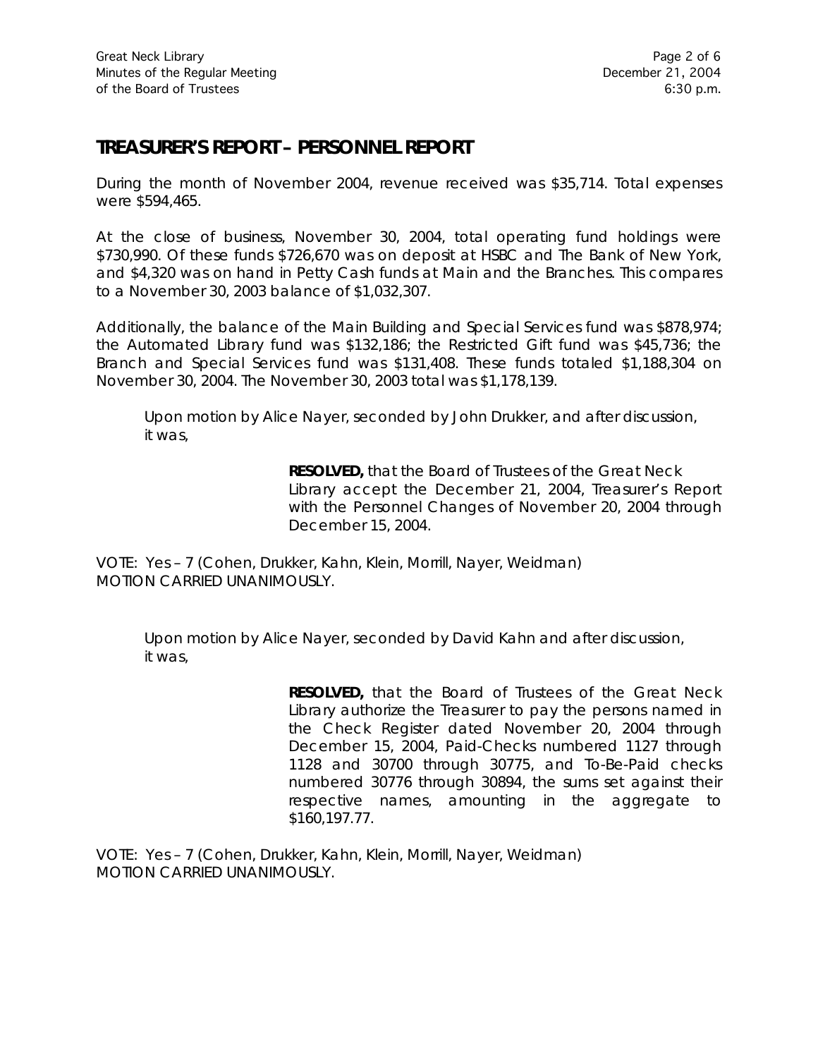## TREASURER'S REPORT – PERSONNEL REPORT

During the month of November 2004, revenue received was $35,714. Total expenses were $594,465.

At the close of business, November 30, 2004, total operating fund holdings were $730,990. Of these funds $726,670 was on deposit at HSBC and The Bank of New York, and $4,320 was on hand in Petty Cash funds at Main and the Branches. This compares to a November 30, 2003 balance of $1,032,307.

Additionally, the balance of the Main Building and Special Services fund was $878,974; the Automated Library fund was $132,186; the Restricted Gift fund was $45,736; the Branch and Special Services fund was $131,408. These funds totaled $1,188,304 on November 30, 2004. The November 30, 2003 total was $1,178,139.

Upon motion by Alice Nayer, seconded by John Drukker, and after discussion, it was,

> **RESOLVED,** that the Board of Trustees of the Great Neck Library accept the December 21, 2004, Treasurer's Report with the Personnel Changes of November 20, 2004 through December 15, 2004.

VOTE: Yes – 7 (Cohen, Drukker, Kahn, Klein, Morrill, Nayer, Weidman)
MOTION CARRIED UNANIMOUSLY.

Upon motion by Alice Nayer, seconded by David Kahn and after discussion, it was,

> **RESOLVED,** that the Board of Trustees of the Great Neck Library authorize the Treasurer to pay the persons named in the Check Register dated November 20, 2004 through December 15, 2004, Paid-Checks numbered 1127 through 1128 and 30700 through 30775, and To-Be-Paid checks numbered 30776 through 30894, the sums set against their respective names, amounting in the aggregate to $160,197.77.

VOTE: Yes – 7 (Cohen, Drukker, Kahn, Klein, Morrill, Nayer, Weidman)
MOTION CARRIED UNANIMOUSLY.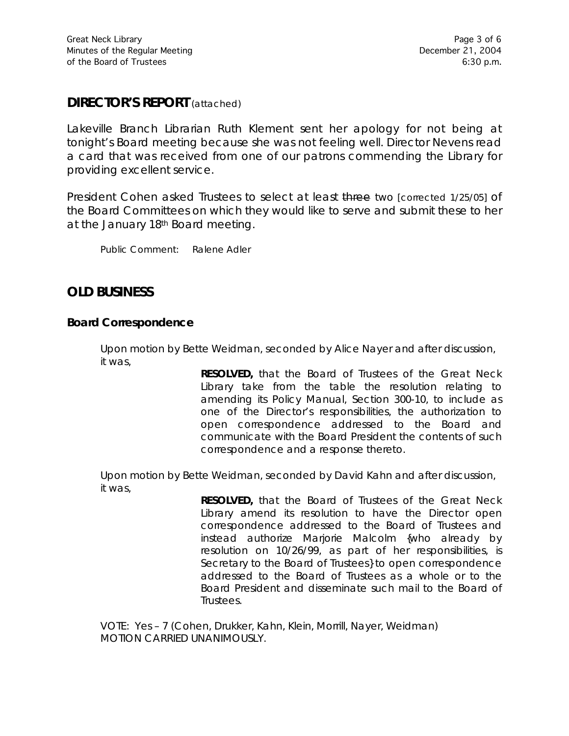## DIRECTOR'S REPORT (attached)

Lakeville Branch Librarian Ruth Klement sent her apology for not being at tonight's Board meeting because she was not feeling well. Director Nevens read a card that was received from one of our patrons commending the Library for providing excellent service.

President Cohen asked Trustees to select at least ~~three~~ two [corrected 1/25/05] of the Board Committees on which they would like to serve and submit these to her at the January 18th Board meeting.

Public Comment: Ralene Adler

## OLD BUSINESS

### Board Correspondence

Upon motion by Bette Weidman, seconded by Alice Nayer and after discussion, it was,

> **RESOLVED,** that the Board of Trustees of the Great Neck Library take from the table the resolution relating to amending its Policy Manual, Section 300-10, to include as one of the Director's responsibilities, the authorization to open correspondence addressed to the Board and communicate with the Board President the contents of such correspondence and a response thereto.

Upon motion by Bette Weidman, seconded by David Kahn and after discussion, it was,

> **RESOLVED,** that the Board of Trustees of the Great Neck Library amend its resolution to have the Director open correspondence addressed to the Board of Trustees and instead authorize Marjorie Malcolm {who already by resolution on 10/26/99, as part of her responsibilities, is Secretary to the Board of Trustees} to open correspondence addressed to the Board of Trustees as a whole or to the Board President and disseminate such mail to the Board of Trustees.

VOTE: Yes – 7 (Cohen, Drukker, Kahn, Klein, Morrill, Nayer, Weidman)
MOTION CARRIED UNANIMOUSLY.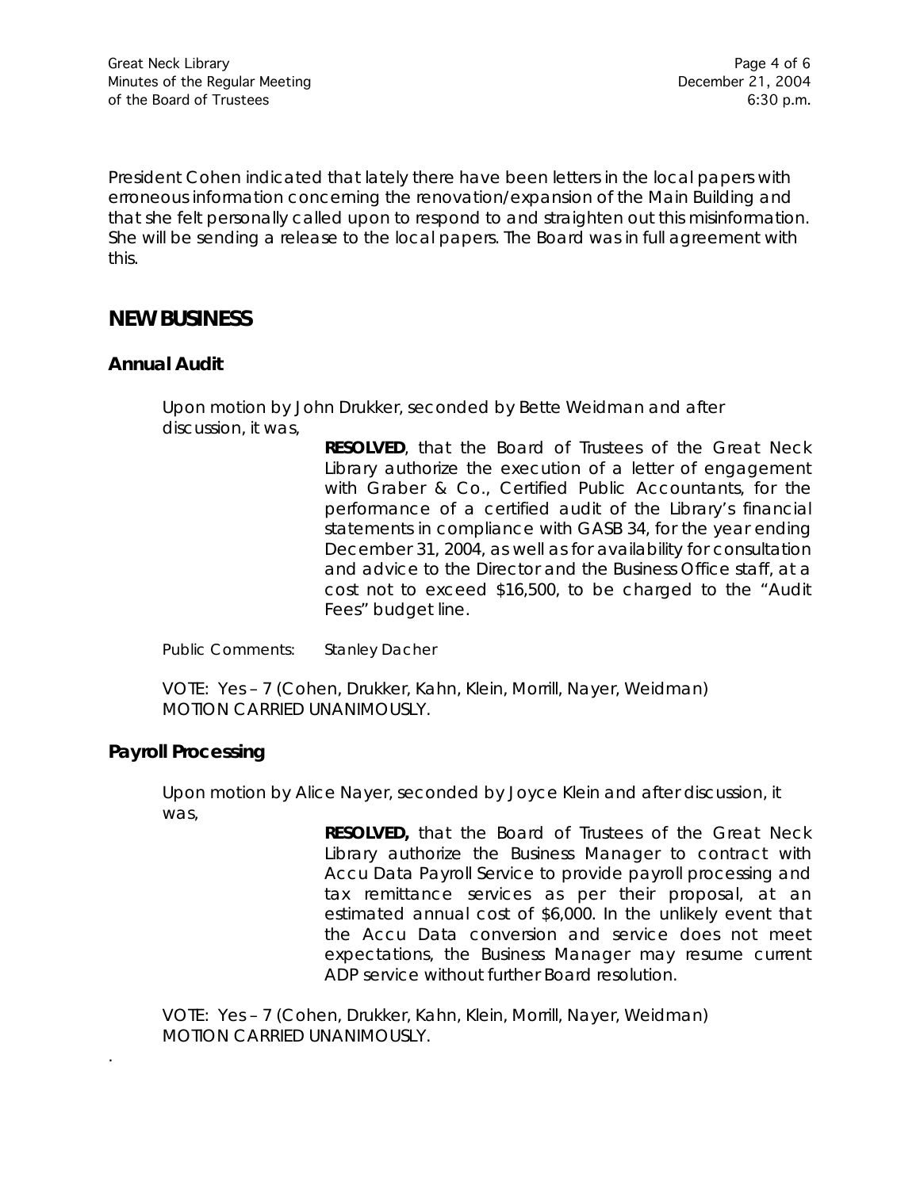President Cohen indicated that lately there have been letters in the local papers with erroneous information concerning the renovation/expansion of the Main Building and that she felt personally called upon to respond to and straighten out this misinformation. She will be sending a release to the local papers. The Board was in full agreement with this.

## NEW BUSINESS

### Annual Audit

Upon motion by John Drukker, seconded by Bette Weidman and after discussion, it was,

> **RESOLVED**, that the Board of Trustees of the Great Neck Library authorize the execution of a letter of engagement with Graber & Co., Certified Public Accountants, for the performance of a certified audit of the Library's financial statements in compliance with GASB 34, for the year ending December 31, 2004, as well as for availability for consultation and advice to the Director and the Business Office staff, at a cost not to exceed $16,500, to be charged to the "Audit Fees" budget line.

Public Comments: Stanley Dacher

VOTE: Yes – 7 (Cohen, Drukker, Kahn, Klein, Morrill, Nayer, Weidman)
MOTION CARRIED UNANIMOUSLY.

### Payroll Processing

Upon motion by Alice Nayer, seconded by Joyce Klein and after discussion, it was,

> **RESOLVED,** that the Board of Trustees of the Great Neck Library authorize the Business Manager to contract with Accu Data Payroll Service to provide payroll processing and tax remittance services as per their proposal, at an estimated annual cost of $6,000. In the unlikely event that the Accu Data conversion and service does not meet expectations, the Business Manager may resume current ADP service without further Board resolution.

VOTE: Yes – 7 (Cohen, Drukker, Kahn, Klein, Morrill, Nayer, Weidman)
MOTION CARRIED UNANIMOUSLY.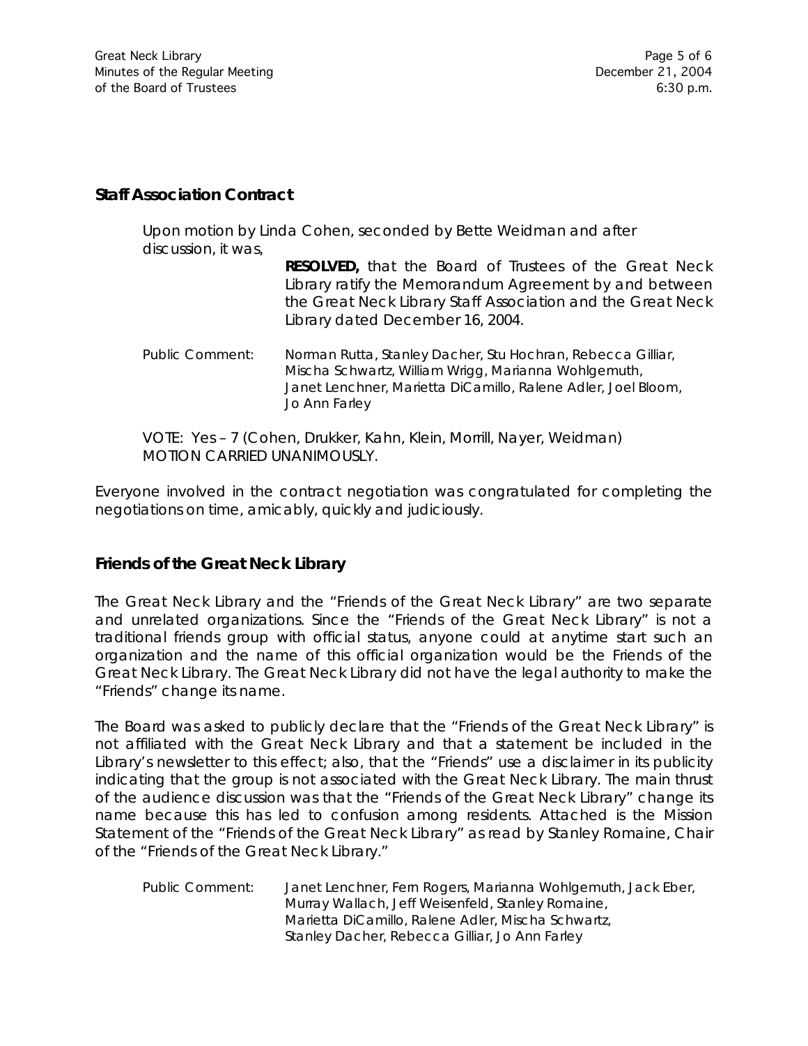## Staff Association Contract

Upon motion by Linda Cohen, seconded by Bette Weidman and after discussion, it was,

> **RESOLVED,** that the Board of Trustees of the Great Neck Library ratify the Memorandum Agreement by and between the Great Neck Library Staff Association and the Great Neck Library dated December 16, 2004.

Public Comment: Norman Rutta, Stanley Dacher, Stu Hochran, Rebecca Gilliar, Mischa Schwartz, William Wrigg, Marianna Wohlgemuth, Janet Lenchner, Marietta DiCamillo, Ralene Adler, Joel Bloom, Jo Ann Farley

VOTE: Yes – 7 (Cohen, Drukker, Kahn, Klein, Morrill, Nayer, Weidman)
MOTION CARRIED UNANIMOUSLY.

Everyone involved in the contract negotiation was congratulated for completing the negotiations on time, amicably, quickly and judiciously.

## Friends of the Great Neck Library

The Great Neck Library and the "Friends of the Great Neck Library" are two separate and unrelated organizations. Since the "Friends of the Great Neck Library" is not a traditional friends group with official status, anyone could at anytime start such an organization and the name of this official organization would be the Friends of the Great Neck Library. The Great Neck Library did not have the legal authority to make the "Friends" change its name.

The Board was asked to publicly declare that the "Friends of the Great Neck Library" is not affiliated with the Great Neck Library and that a statement be included in the Library's newsletter to this effect; also, that the "Friends" use a disclaimer in its publicity indicating that the group is not associated with the Great Neck Library. The main thrust of the audience discussion was that the "Friends of the Great Neck Library" change its name because this has led to confusion among residents. Attached is the Mission Statement of the "Friends of the Great Neck Library" as read by Stanley Romaine, Chair of the "Friends of the Great Neck Library."

Public Comment: Janet Lenchner, Fern Rogers, Marianna Wohlgemuth, Jack Eber, Murray Wallach, Jeff Weisenfeld, Stanley Romaine, Marietta DiCamillo, Ralene Adler, Mischa Schwartz, Stanley Dacher, Rebecca Gilliar, Jo Ann Farley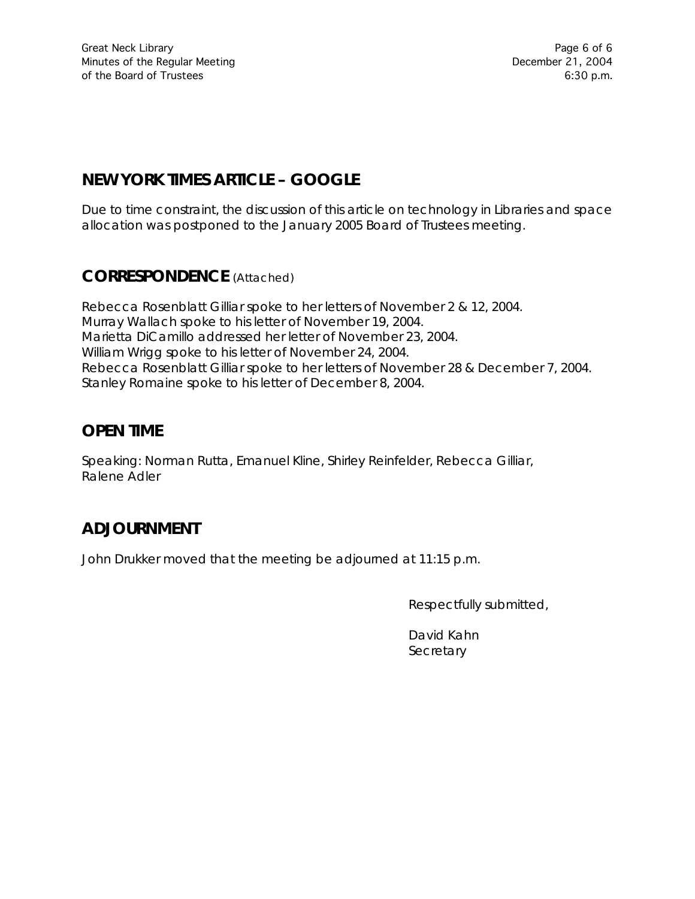## NEW YORK TIMES ARTICLE – GOOGLE

Due to time constraint, the discussion of this article on technology in Libraries and space allocation was postponed to the January 2005 Board of Trustees meeting.

## CORRESPONDENCE (Attached)

Rebecca Rosenblatt Gilliar spoke to her letters of November 2 & 12, 2004.
Murray Wallach spoke to his letter of November 19, 2004.
Marietta DiCamillo addressed her letter of November 23, 2004.
William Wrigg spoke to his letter of November 24, 2004.
Rebecca Rosenblatt Gilliar spoke to her letters of November 28 & December 7, 2004.
Stanley Romaine spoke to his letter of December 8, 2004.

## OPEN TIME

Speaking: Norman Rutta, Emanuel Kline, Shirley Reinfelder, Rebecca Gilliar, Ralene Adler

## ADJOURNMENT

John Drukker moved that the meeting be adjourned at 11:15 p.m.

Respectfully submitted,

David Kahn
Secretary